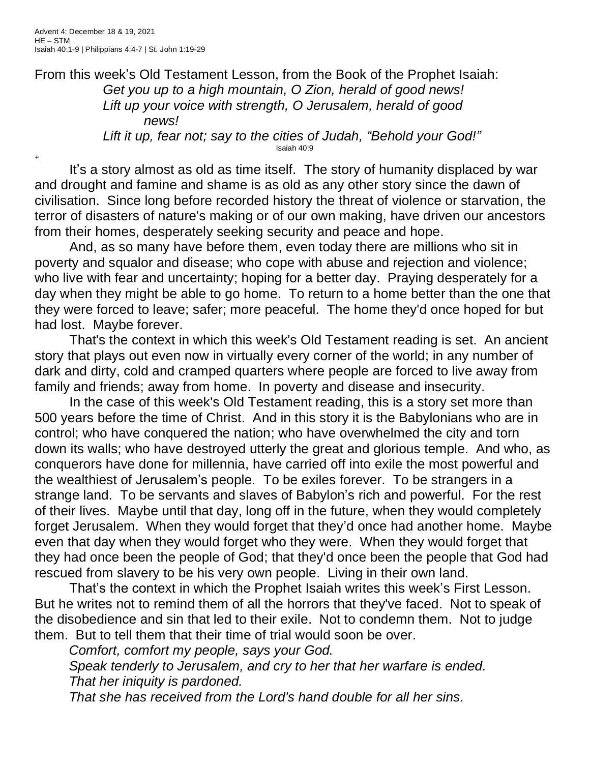Advent 4: December 18 & 19, 2021
HE – STM
Isaiah 40:1-9 | Philippians 4:4-7 | St. John 1:19-29

From this week's Old Testament Lesson, from the Book of the Prophet Isaiah:

> *Get you up to a high mountain, O Zion, herald of good news!*
> *Lift up your voice with strength, O Jerusalem, herald of good news!*
> *Lift it up, fear not; say to the cities of Judah, "Behold your God!"*
>
> Isaiah 40:9

+

It's a story almost as old as time itself. The story of humanity displaced by war and drought and famine and shame is as old as any other story since the dawn of civilisation. Since long before recorded history the threat of violence or starvation, the terror of disasters of nature's making or of our own making, have driven our ancestors from their homes, desperately seeking security and peace and hope.

And, as so many have before them, even today there are millions who sit in poverty and squalor and disease; who cope with abuse and rejection and violence; who live with fear and uncertainty; hoping for a better day. Praying desperately for a day when they might be able to go home. To return to a home better than the one that they were forced to leave; safer; more peaceful. The home they'd once hoped for but had lost. Maybe forever.

That's the context in which this week's Old Testament reading is set. An ancient story that plays out even now in virtually every corner of the world; in any number of dark and dirty, cold and cramped quarters where people are forced to live away from family and friends; away from home. In poverty and disease and insecurity.

In the case of this week's Old Testament reading, this is a story set more than 500 years before the time of Christ. And in this story it is the Babylonians who are in control; who have conquered the nation; who have overwhelmed the city and torn down its walls; who have destroyed utterly the great and glorious temple. And who, as conquerors have done for millennia, have carried off into exile the most powerful and the wealthiest of Jerusalem's people. To be exiles forever. To be strangers in a strange land. To be servants and slaves of Babylon's rich and powerful. For the rest of their lives. Maybe until that day, long off in the future, when they would completely forget Jerusalem. When they would forget that they'd once had another home. Maybe even that day when they would forget who they were. When they would forget that they had once been the people of God; that they'd once been the people that God had rescued from slavery to be his very own people. Living in their own land.

That's the context in which the Prophet Isaiah writes this week's First Lesson. But he writes not to remind them of all the horrors that they've faced. Not to speak of the disobedience and sin that led to their exile. Not to condemn them. Not to judge them. But to tell them that their time of trial would soon be over.

*Comfort, comfort my people, says your God.*
*Speak tenderly to Jerusalem, and cry to her that her warfare is ended.*
*That her iniquity is pardoned.*
*That she has received from the Lord's hand double for all her sins.*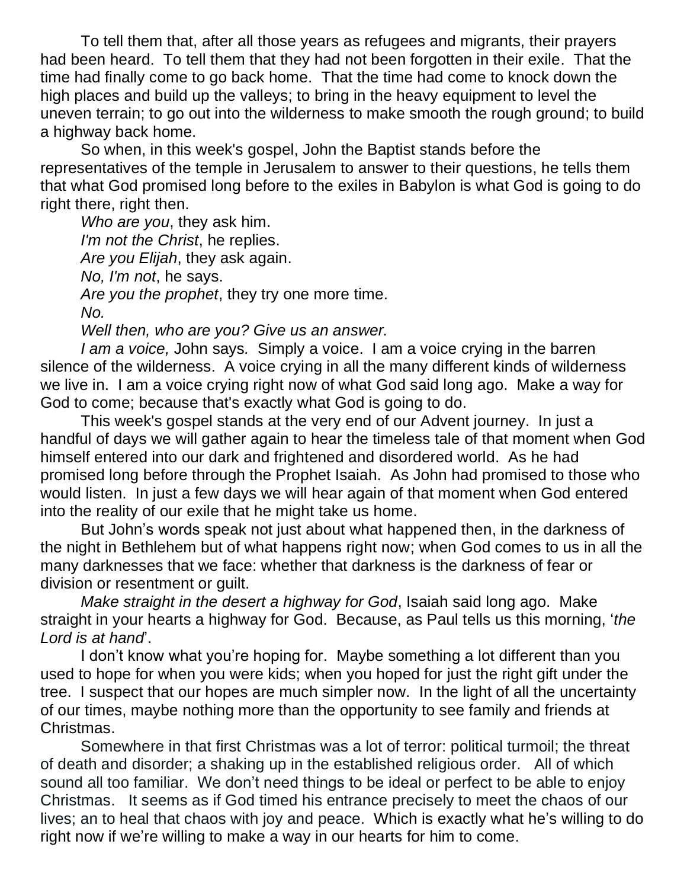To tell them that, after all those years as refugees and migrants, their prayers had been heard. To tell them that they had not been forgotten in their exile. That the time had finally come to go back home. That the time had come to knock down the high places and build up the valleys; to bring in the heavy equipment to level the uneven terrain; to go out into the wilderness to make smooth the rough ground; to build a highway back home.

So when, in this week's gospel, John the Baptist stands before the representatives of the temple in Jerusalem to answer to their questions, he tells them that what God promised long before to the exiles in Babylon is what God is going to do right there, right then.

*Who are you*, they ask him.

*I'm not the Christ*, he replies.

*Are you Elijah*, they ask again.

*No, I'm not*, he says.

*Are you the prophet*, they try one more time.

*No.*

*Well then, who are you? Give us an answer.*

*I am a voice,* John says*.* Simply a voice. I am a voice crying in the barren silence of the wilderness. A voice crying in all the many different kinds of wilderness we live in. I am a voice crying right now of what God said long ago. Make a way for God to come; because that's exactly what God is going to do.

This week's gospel stands at the very end of our Advent journey. In just a handful of days we will gather again to hear the timeless tale of that moment when God himself entered into our dark and frightened and disordered world. As he had promised long before through the Prophet Isaiah. As John had promised to those who would listen. In just a few days we will hear again of that moment when God entered into the reality of our exile that he might take us home.

But John's words speak not just about what happened then, in the darkness of the night in Bethlehem but of what happens right now; when God comes to us in all the many darknesses that we face: whether that darkness is the darkness of fear or division or resentment or guilt.

*Make straight in the desert a highway for God*, Isaiah said long ago. Make straight in your hearts a highway for God. Because, as Paul tells us this morning, '*the Lord is at hand*'.

I don't know what you're hoping for. Maybe something a lot different than you used to hope for when you were kids; when you hoped for just the right gift under the tree. I suspect that our hopes are much simpler now. In the light of all the uncertainty of our times, maybe nothing more than the opportunity to see family and friends at Christmas.

Somewhere in that first Christmas was a lot of terror: political turmoil; the threat of death and disorder; a shaking up in the established religious order. All of which sound all too familiar. We don't need things to be ideal or perfect to be able to enjoy Christmas. It seems as if God timed his entrance precisely to meet the chaos of our lives; an to heal that chaos with joy and peace. Which is exactly what he's willing to do right now if we're willing to make a way in our hearts for him to come.